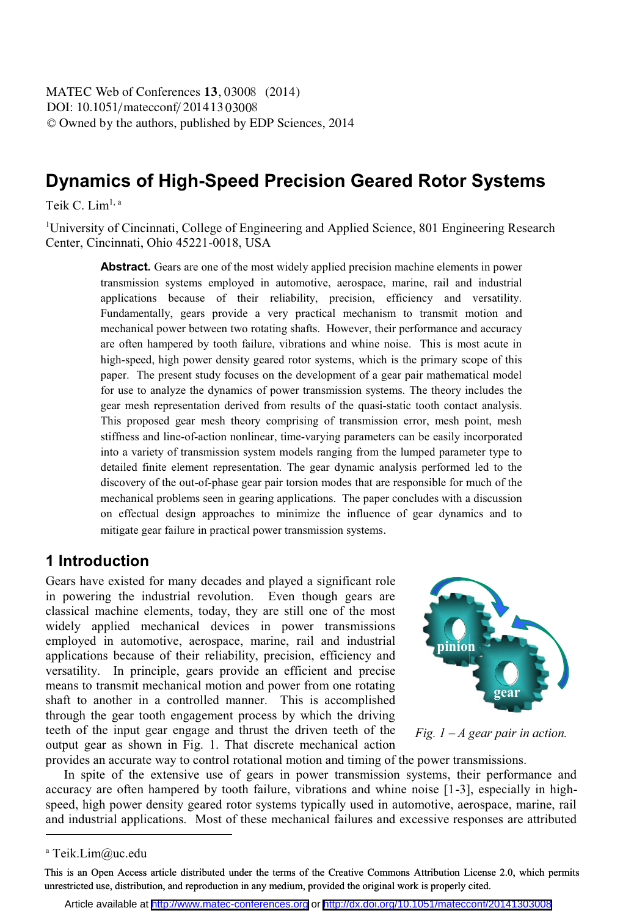# Dynamics of High-Speed Precision Geared Rotor Systems

Teik C. Lim[1, a]

[1]University of Cincinnati, College of Engineering and Applied Science, 801 Engineering Research Center, Cincinnati, Ohio 45221-0018, USA

**Abstract.** Gears are one of the most widely applied precision machine elements in power transmission systems employed in automotive, aerospace, marine, rail and industrial applications because of their reliability, precision, efficiency and versatility. Fundamentally, gears provide a very practical mechanism to transmit motion and mechanical power between two rotating shafts. However, their performance and accuracy are often hampered by tooth failure, vibrations and whine noise. This is most acute in high-speed, high power density geared rotor systems, which is the primary scope of this paper. The present study focuses on the development of a gear pair mathematical model for use to analyze the dynamics of power transmission systems. The theory includes the gear mesh representation derived from results of the quasi-static tooth contact analysis. This proposed gear mesh theory comprising of transmission error, mesh point, mesh stiffness and line-of-action nonlinear, time-varying parameters can be easily incorporated into a variety of transmission system models ranging from the lumped parameter type to detailed finite element representation. The gear dynamic analysis performed led to the discovery of the out-of-phase gear pair torsion modes that are responsible for much of the mechanical problems seen in gearing applications. The paper concludes with a discussion on effectual design approaches to minimize the influence of gear dynamics and to mitigate gear failure in practical power transmission systems.

## 1 Introduction

Gears have existed for many decades and played a significant role in powering the industrial revolution. Even though gears are classical machine elements, today, they are still one of the most widely applied mechanical devices in power transmissions employed in automotive, aerospace, marine, rail and industrial applications because of their reliability, precision, efficiency and versatility. In principle, gears provide an efficient and precise means to transmit mechanical motion and power from one rotating shaft to another in a controlled manner. This is accomplished through the gear tooth engagement process by which the driving teeth of the input gear engage and thrust the driven teeth of the output gear as shown in Fig. 1. That discrete mechanical action provides an accurate way to control rotational motion and timing of the power transmissions.

*Fig. 1 – A gear pair in action.*

In spite of the extensive use of gears in power transmission systems, their performance and accuracy are often hampered by tooth failure, vibrations and whine noise [1-3], especially in high-speed, high power density geared rotor systems typically used in automotive, aerospace, marine, rail and industrial applications. Most of these mechanical failures and excessive responses are attributed

---

[a] Teik.Lim@uc.edu

This is an Open Access article distributed under the terms of the Creative Commons Attribution License 2.0, which permits unrestricted use, distribution, and reproduction in any medium, provided the original work is properly cited.

Article available at http://www.matec-conferences.org or http://dx.doi.org/10.1051/matecconf/20141303008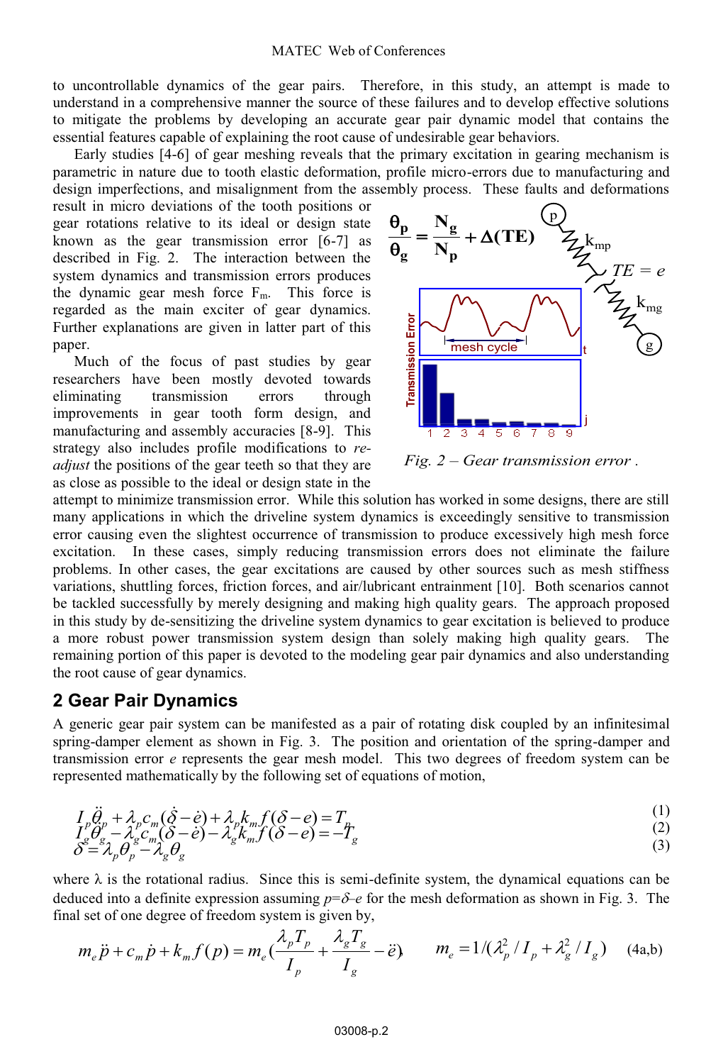to uncontrollable dynamics of the gear pairs. Therefore, in this study, an attempt is made to understand in a comprehensive manner the source of these failures and to develop effective solutions to mitigate the problems by developing an accurate gear pair dynamic model that contains the essential features capable of explaining the root cause of undesirable gear behaviors.

Early studies [4-6] of gear meshing reveals that the primary excitation in gearing mechanism is parametric in nature due to tooth elastic deformation, profile micro-errors due to manufacturing and design imperfections, and misalignment from the assembly process. These faults and deformations result in micro deviations of the tooth positions or gear rotations relative to its ideal or design state known as the gear transmission error [6-7] as described in Fig. 2. The interaction between the system dynamics and transmission errors produces the dynamic gear mesh force $F_m$. This force is regarded as the main exciter of gear dynamics. Further explanations are given in latter part of this paper.

Much of the focus of past studies by gear researchers have been mostly devoted towards eliminating transmission errors through improvements in gear tooth form design, and manufacturing and assembly accuracies [8-9]. This strategy also includes profile modifications to *re-adjust* the positions of the gear teeth so that they are as close as possible to the ideal or design state in the attempt to minimize transmission error. While this solution has worked in some designs, there are still many applications in which the driveline system dynamics is exceedingly sensitive to transmission error causing even the slightest occurrence of transmission to produce excessively high mesh force excitation. In these cases, simply reducing transmission errors does not eliminate the failure problems. In other cases, the gear excitations are caused by other sources such as mesh stiffness variations, shuttling forces, friction forces, and air/lubricant entrainment [10]. Both scenarios cannot be tackled successfully by merely designing and making high quality gears. The approach proposed in this study by de-sensitizing the driveline system dynamics to gear excitation is believed to produce a more robust power transmission system design than solely making high quality gears. The remaining portion of this paper is devoted to the modeling gear pair dynamics and also understanding the root cause of gear dynamics.

$$\frac{\theta_p}{\theta_g} = \frac{N_g}{N_p} + \Delta(TE)$$

*Fig. 2 – Gear transmission error .*

## 2 Gear Pair Dynamics

A generic gear pair system can be manifested as a pair of rotating disk coupled by an infinitesimal spring-damper element as shown in Fig. 3. The position and orientation of the spring-damper and transmission error $e$ represents the gear mesh model. This two degrees of freedom system can be represented mathematically by the following set of equations of motion,

$$I_p\ddot{\theta}_p + \lambda_p c_m(\dot{\delta} - \dot{e}) + \lambda_p k_m f(\delta - e) = T_p \tag{1}$$

$$I_g\ddot{\theta}_g - \lambda_g c_m(\dot{\delta} - \dot{e}) - \lambda_g k_m f(\delta - e) = -T_g \tag{2}$$

$$\delta = \lambda_p\theta_p - \lambda_g\theta_g \tag{3}$$

where $\lambda$ is the rotational radius. Since this is semi-definite system, the dynamical equations can be deduced into a definite expression assuming $p=\delta-e$ for the mesh deformation as shown in Fig. 3. The final set of one degree of freedom system is given by,

$$m_e\ddot{p} + c_m\dot{p} + k_m f(p) = m_e\left(\frac{\lambda_p T_p}{I_p} + \frac{\lambda_g T_g}{I_g} - \ddot{e}\right), \qquad m_e = 1/(\lambda_p^2/I_p + \lambda_g^2/I_g) \tag{4a,b}$$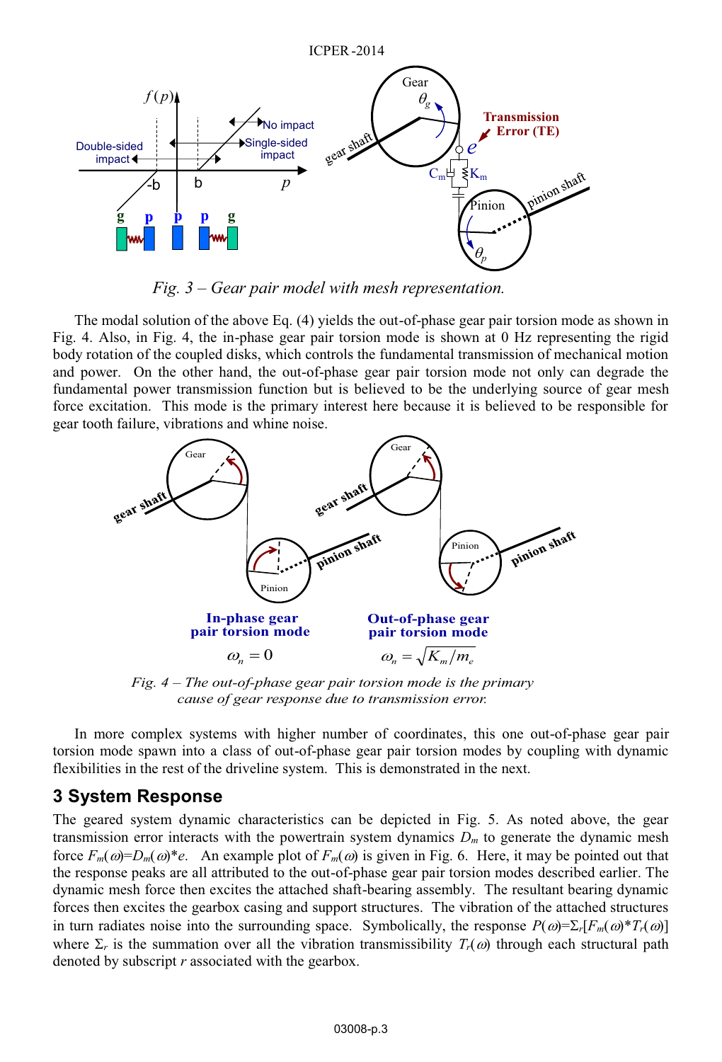*Fig. 3 – Gear pair model with mesh representation.*

The modal solution of the above Eq. (4) yields the out-of-phase gear pair torsion mode as shown in Fig. 4. Also, in Fig. 4, the in-phase gear pair torsion mode is shown at 0 Hz representing the rigid body rotation of the coupled disks, which controls the fundamental transmission of mechanical motion and power. On the other hand, the out-of-phase gear pair torsion mode not only can degrade the fundamental power transmission function but is believed to be the underlying source of gear mesh force excitation. This mode is the primary interest here because it is believed to be responsible for gear tooth failure, vibrations and whine noise.

*Fig. 4 – The out-of-phase gear pair torsion mode is the primary cause of gear response due to transmission error.*

In more complex systems with higher number of coordinates, this one out-of-phase gear pair torsion mode spawn into a class of out-of-phase gear pair torsion modes by coupling with dynamic flexibilities in the rest of the driveline system. This is demonstrated in the next.

## 3 System Response

The geared system dynamic characteristics can be depicted in Fig. 5. As noted above, the gear transmission error interacts with the powertrain system dynamics $D_m$ to generate the dynamic mesh force $F_m(\omega)=D_m(\omega)*e$. An example plot of $F_m(\omega)$ is given in Fig. 6. Here, it may be pointed out that the response peaks are all attributed to the out-of-phase gear pair torsion modes described earlier. The dynamic mesh force then excites the attached shaft-bearing assembly. The resultant bearing dynamic forces then excites the gearbox casing and support structures. The vibration of the attached structures in turn radiates noise into the surrounding space. Symbolically, the response $P(\omega)=\Sigma_r[F_m(\omega)*T_r(\omega)]$ where $\Sigma_r$ is the summation over all the vibration transmissibility $T_r(\omega)$ through each structural path denoted by subscript $r$ associated with the gearbox.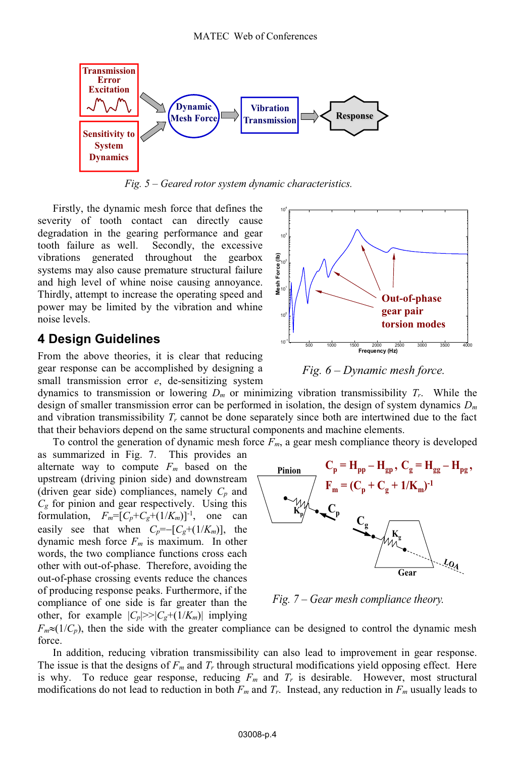Fig. 5 – Geared rotor system dynamic characteristics.

Firstly, the dynamic mesh force that defines the severity of tooth contact can directly cause degradation in the gearing performance and gear tooth failure as well. Secondly, the excessive vibrations generated throughout the gearbox systems may also cause premature structural failure and high level of whine noise causing annoyance. Thirdly, attempt to increase the operating speed and power may be limited by the vibration and whine noise levels.

Fig. 6 – Dynamic mesh force.

## 4 Design Guidelines

From the above theories, it is clear that reducing gear response can be accomplished by designing a small transmission error $e$, de-sensitizing system dynamics to transmission or lowering $D_m$ or minimizing vibration transmissibility $T_r$. While the design of smaller transmission error can be performed in isolation, the design of system dynamics $D_m$ and vibration transmissibility $T_r$ cannot be done separately since both are intertwined due to the fact that their behaviors depend on the same structural components and machine elements.

To control the generation of dynamic mesh force $F_m$, a gear mesh compliance theory is developed as summarized in Fig. 7. This provides an alternate way to compute $F_m$ based on the upstream (driving pinion side) and downstream (driven gear side) compliances, namely $C_p$ and $C_g$ for pinion and gear respectively. Using this formulation, $F_m=[C_p+C_g+(1/K_m)]^{-1}$, one can easily see that when $C_p=-[C_g+(1/K_m)]$, the dynamic mesh force $F_m$ is maximum. In other words, the two compliance functions cross each other with out-of-phase. Therefore, avoiding the out-of-phase crossing events reduce the chances of producing response peaks. Furthermore, if the compliance of one side is far greater than the other, for example $|C_p|>>|C_g+(1/K_m)|$ implying $F_m\approx(1/C_p)$, then the side with the greater compliance can be designed to control the dynamic mesh force.

Fig. 7 – Gear mesh compliance theory.

In addition, reducing vibration transmissibility can also lead to improvement in gear response. The issue is that the designs of $F_m$ and $T_r$ through structural modifications yield opposing effect. Here is why. To reduce gear response, reducing $F_m$ and $T_r$ is desirable. However, most structural modifications do not lead to reduction in both $F_m$ and $T_r$. Instead, any reduction in $F_m$ usually leads to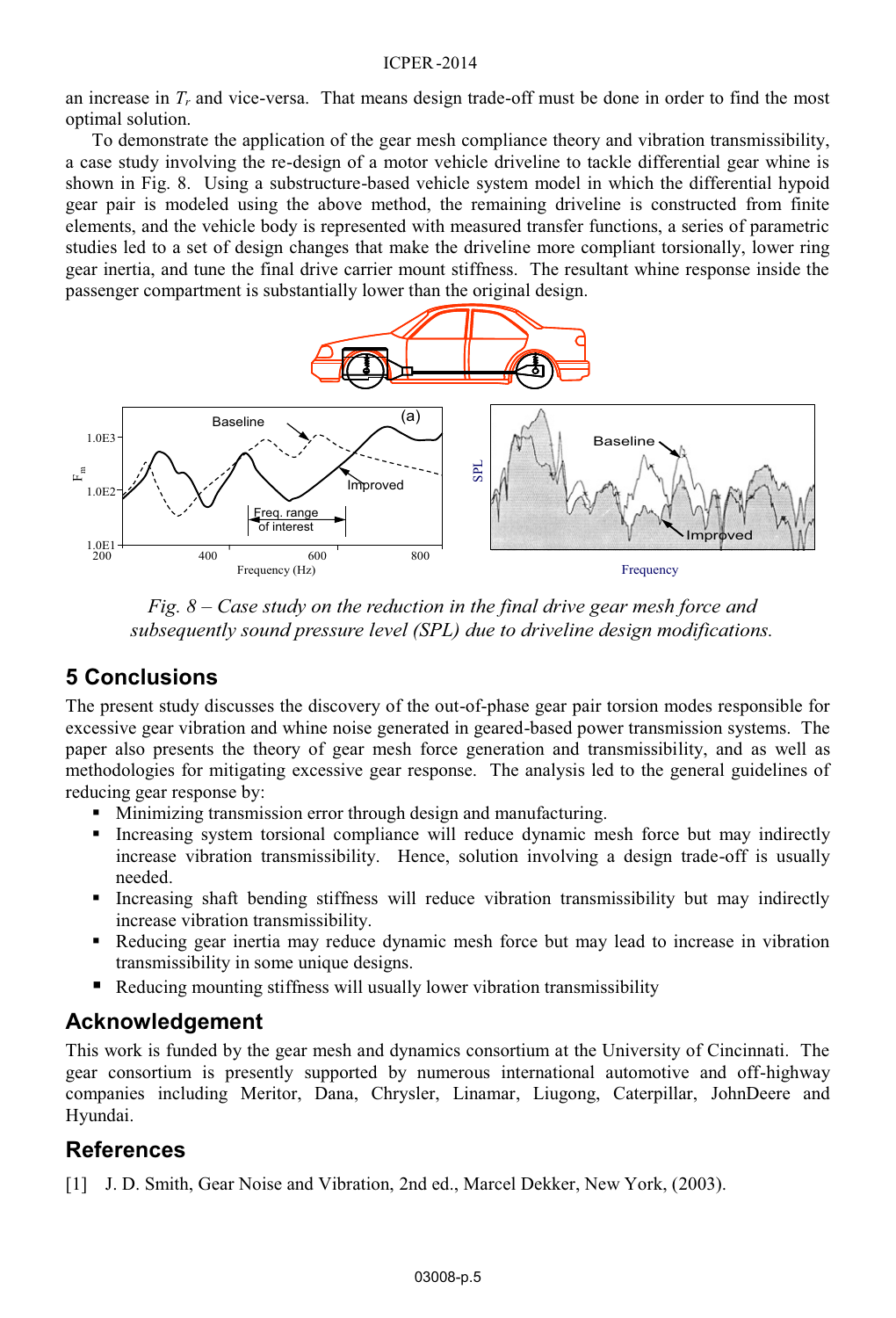an increase in $T_r$ and vice-versa. That means design trade-off must be done in order to find the most optimal solution.

To demonstrate the application of the gear mesh compliance theory and vibration transmissibility, a case study involving the re-design of a motor vehicle driveline to tackle differential gear whine is shown in Fig. 8. Using a substructure-based vehicle system model in which the differential hypoid gear pair is modeled using the above method, the remaining driveline is constructed from finite elements, and the vehicle body is represented with measured transfer functions, a series of parametric studies led to a set of design changes that make the driveline more compliant torsionally, lower ring gear inertia, and tune the final drive carrier mount stiffness. The resultant whine response inside the passenger compartment is substantially lower than the original design.

*Fig. 8 – Case study on the reduction in the final drive gear mesh force and subsequently sound pressure level (SPL) due to driveline design modifications.*

## 5 Conclusions

The present study discusses the discovery of the out-of-phase gear pair torsion modes responsible for excessive gear vibration and whine noise generated in geared-based power transmission systems. The paper also presents the theory of gear mesh force generation and transmissibility, and as well as methodologies for mitigating excessive gear response. The analysis led to the general guidelines of reducing gear response by:

- Minimizing transmission error through design and manufacturing.
- Increasing system torsional compliance will reduce dynamic mesh force but may indirectly increase vibration transmissibility. Hence, solution involving a design trade-off is usually needed.
- Increasing shaft bending stiffness will reduce vibration transmissibility but may indirectly increase vibration transmissibility.
- Reducing gear inertia may reduce dynamic mesh force but may lead to increase in vibration transmissibility in some unique designs.
- Reducing mounting stiffness will usually lower vibration transmissibility

## Acknowledgement

This work is funded by the gear mesh and dynamics consortium at the University of Cincinnati. The gear consortium is presently supported by numerous international automotive and off-highway companies including Meritor, Dana, Chrysler, Linamar, Liugong, Caterpillar, JohnDeere and Hyundai.

## References

[1] J. D. Smith, Gear Noise and Vibration, 2nd ed., Marcel Dekker, New York, (2003).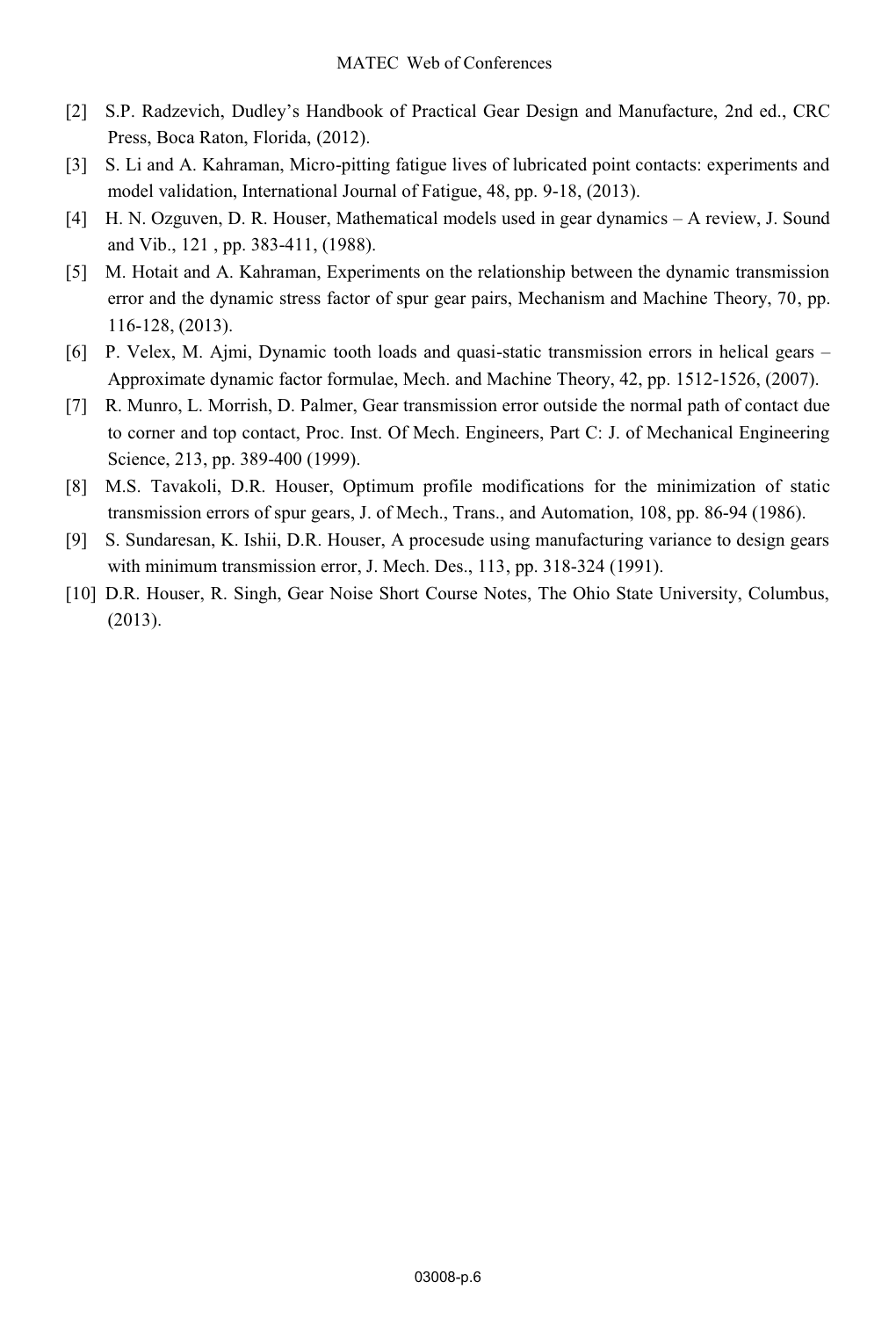[2] S.P. Radzevich, Dudley's Handbook of Practical Gear Design and Manufacture, 2nd ed., CRC Press, Boca Raton, Florida, (2012).

[3] S. Li and A. Kahraman, Micro-pitting fatigue lives of lubricated point contacts: experiments and model validation, International Journal of Fatigue, 48, pp. 9-18, (2013).

[4] H. N. Ozguven, D. R. Houser, Mathematical models used in gear dynamics – A review, J. Sound and Vib., 121 , pp. 383-411, (1988).

[5] M. Hotait and A. Kahraman, Experiments on the relationship between the dynamic transmission error and the dynamic stress factor of spur gear pairs, Mechanism and Machine Theory, 70, pp. 116-128, (2013).

[6] P. Velex, M. Ajmi, Dynamic tooth loads and quasi-static transmission errors in helical gears – Approximate dynamic factor formulae, Mech. and Machine Theory, 42, pp. 1512-1526, (2007).

[7] R. Munro, L. Morrish, D. Palmer, Gear transmission error outside the normal path of contact due to corner and top contact, Proc. Inst. Of Mech. Engineers, Part C: J. of Mechanical Engineering Science, 213, pp. 389-400 (1999).

[8] M.S. Tavakoli, D.R. Houser, Optimum profile modifications for the minimization of static transmission errors of spur gears, J. of Mech., Trans., and Automation, 108, pp. 86-94 (1986).

[9] S. Sundaresan, K. Ishii, D.R. Houser, A procesude using manufacturing variance to design gears with minimum transmission error, J. Mech. Des., 113, pp. 318-324 (1991).

[10] D.R. Houser, R. Singh, Gear Noise Short Course Notes, The Ohio State University, Columbus, (2013).